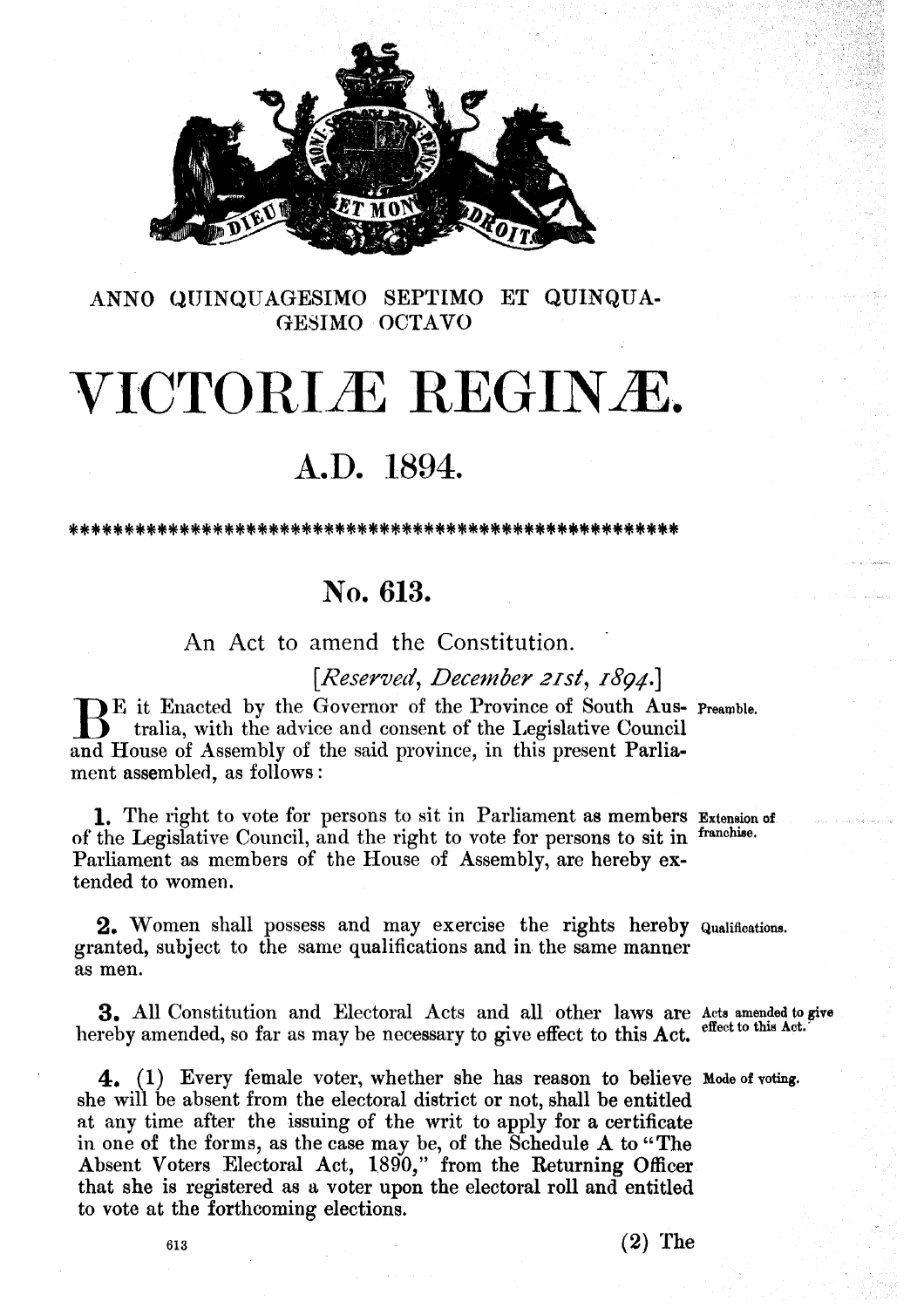ANNO QUINQUAGESIMO SEPTIMO ET QUINQUAGESIMO OCTAVO

# VICTORIÆ REGINÆ.

## A.D. 1894.

*****************************************************

## No. 613.

An Act to amend the Constitution.

*[Reserved, December 21st, 1894.]*

BE it Enacted by the Governor of the Province of South Australia, with the advice and consent of the Legislative Council and House of Assembly of the said province, in this present Parliament assembled, as follows: *(Preamble.)*

**1.** The right to vote for persons to sit in Parliament as members of the Legislative Council, and the right to vote for persons to sit in Parliament as members of the House of Assembly, are hereby extended to women. *(Extension of franchise.)*

**2.** Women shall possess and may exercise the rights hereby granted, subject to the same qualifications and in the same manner as men. *(Qualifications.)*

**3.** All Constitution and Electoral Acts and all other laws are hereby amended, so far as may be necessary to give effect to this Act. *(Acts amended to give effect to this Act.)*

**4.** (1) Every female voter, whether she has reason to believe she will be absent from the electoral district or not, shall be entitled at any time after the issuing of the writ to apply for a certificate in one of the forms, as the case may be, of the Schedule A to "The Absent Voters Electoral Act, 1890," from the Returning Officer that she is registered as a voter upon the electoral roll and entitled to vote at the forthcoming elections. *(Mode of voting.)*

613

(2) The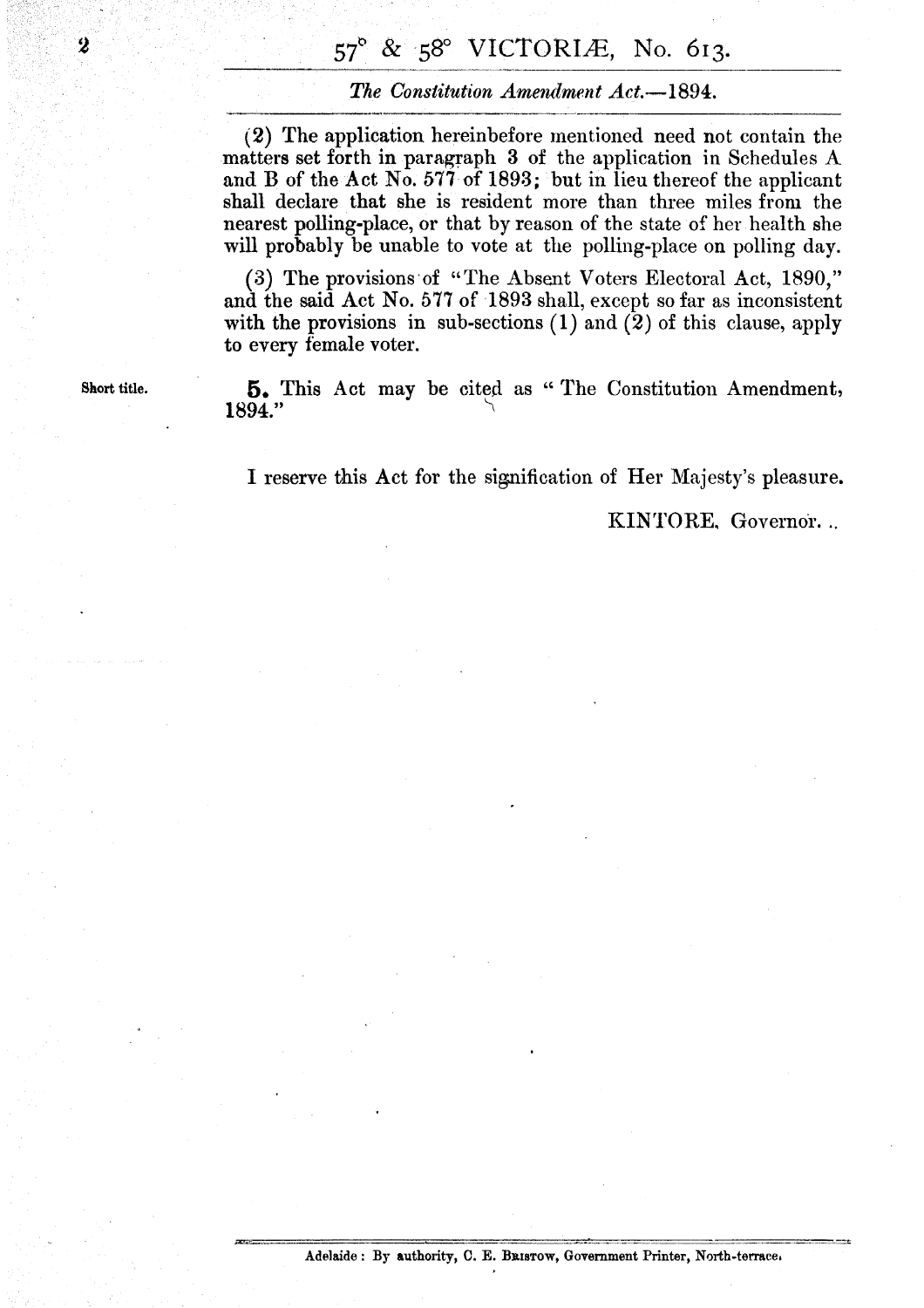(2) The application hereinbefore mentioned need not contain the matters set forth in paragraph 3 of the application in Schedules A and B of the Act No. 577 of 1893; but in lieu thereof the applicant shall declare that she is resident more than three miles from the nearest polling-place, or that by reason of the state of her health she will probably be unable to vote at the polling-place on polling day.

(3) The provisions of "The Absent Voters Electoral Act, 1890," and the said Act No. 577 of 1893 shall, except so far as inconsistent with the provisions in sub-sections (1) and (2) of this clause, apply to every female voter.

Short title.

**5.** This Act may be cited as "The Constitution Amendment, 1894."

I reserve this Act for the signification of Her Majesty's pleasure.

KINTORE, Governor.

Adelaide: By authority, C. E. Bristow, Government Printer, North-terrace.